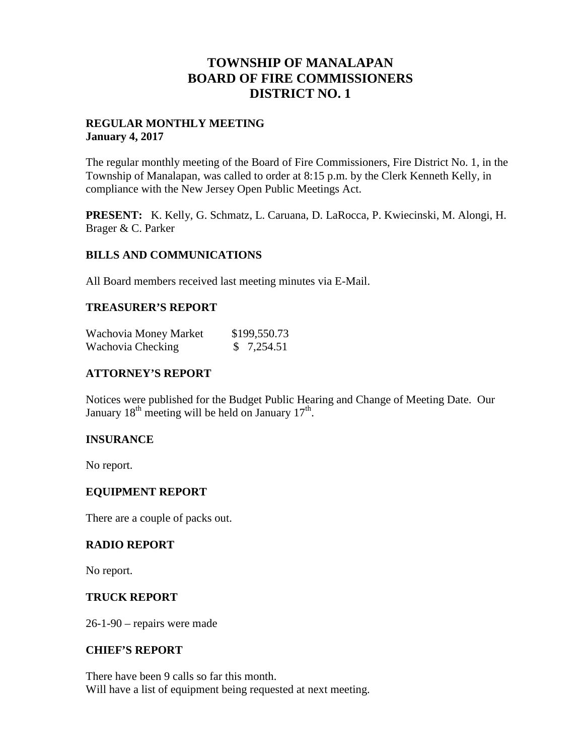# TOWNSHIP OF MANALAPAN
# BOARD OF FIRE COMMISSIONERS
# DISTRICT NO. 1

**REGULAR MONTHLY MEETING**
**January 4, 2017**

The regular monthly meeting of the Board of Fire Commissioners, Fire District No. 1, in the Township of Manalapan, was called to order at 8:15 p.m. by the Clerk Kenneth Kelly, in compliance with the New Jersey Open Public Meetings Act.

**PRESENT:** K. Kelly, G. Schmatz, L. Caruana, D. LaRocca, P. Kwiecinski, M. Alongi, H. Brager & C. Parker

## BILLS AND COMMUNICATIONS

All Board members received last meeting minutes via E-Mail.

## TREASURER'S REPORT

| | |
|---|---|
| Wachovia Money Market | $199,550.73 |
| Wachovia Checking | $ 7,254.51 |

## ATTORNEY'S REPORT

Notices were published for the Budget Public Hearing and Change of Meeting Date. Our January 18th meeting will be held on January 17th.

## INSURANCE

No report.

## EQUIPMENT REPORT

There are a couple of packs out.

## RADIO REPORT

No report.

## TRUCK REPORT

26-1-90 – repairs were made

## CHIEF'S REPORT

There have been 9 calls so far this month.
Will have a list of equipment being requested at next meeting.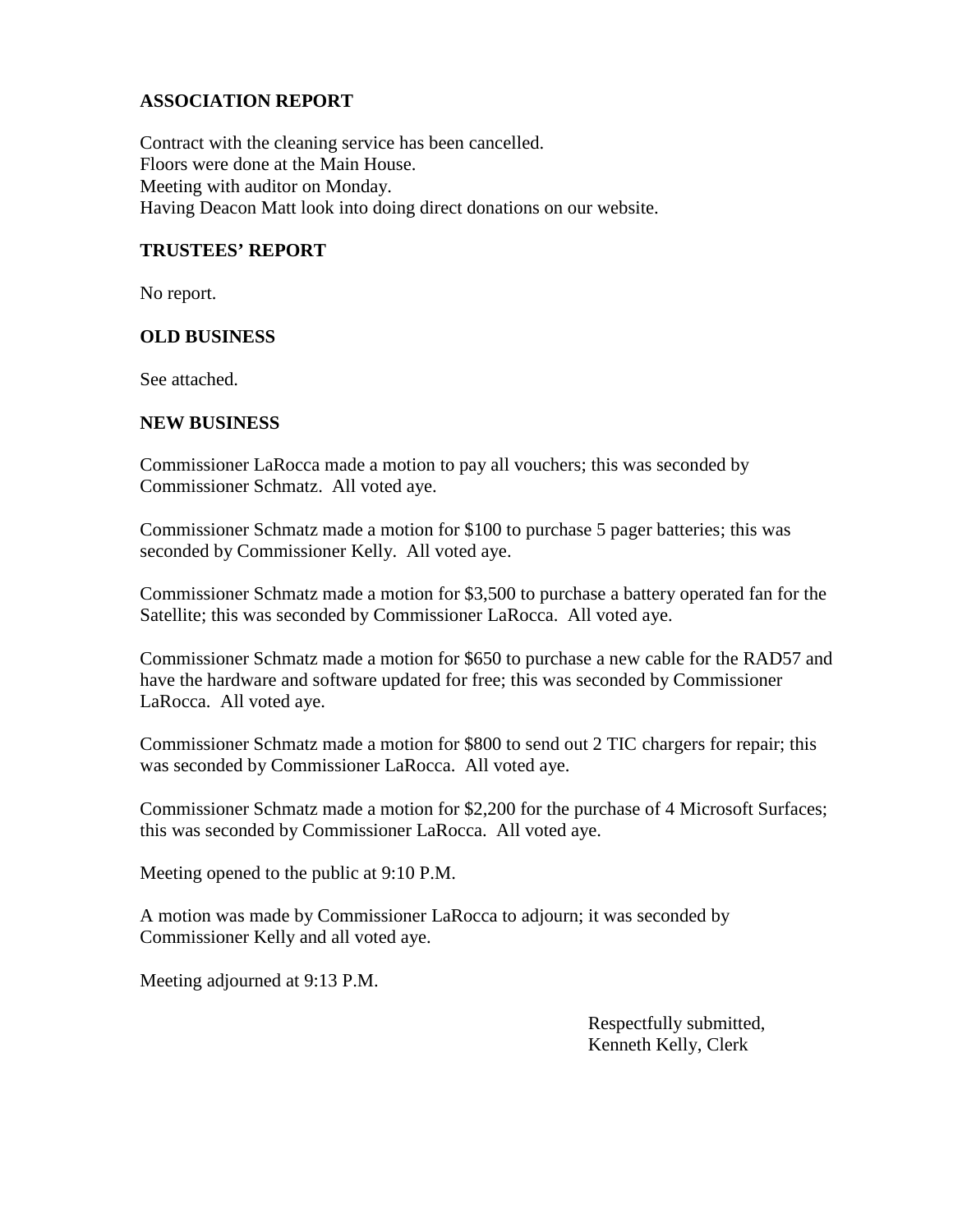**ASSOCIATION REPORT**

Contract with the cleaning service has been cancelled.
Floors were done at the Main House.
Meeting with auditor on Monday.
Having Deacon Matt look into doing direct donations on our website.

**TRUSTEES' REPORT**

No report.

**OLD BUSINESS**

See attached.

**NEW BUSINESS**

Commissioner LaRocca made a motion to pay all vouchers; this was seconded by Commissioner Schmatz. All voted aye.

Commissioner Schmatz made a motion for $100 to purchase 5 pager batteries; this was seconded by Commissioner Kelly. All voted aye.

Commissioner Schmatz made a motion for $3,500 to purchase a battery operated fan for the Satellite; this was seconded by Commissioner LaRocca. All voted aye.

Commissioner Schmatz made a motion for $650 to purchase a new cable for the RAD57 and have the hardware and software updated for free; this was seconded by Commissioner LaRocca. All voted aye.

Commissioner Schmatz made a motion for $800 to send out 2 TIC chargers for repair; this was seconded by Commissioner LaRocca. All voted aye.

Commissioner Schmatz made a motion for $2,200 for the purchase of 4 Microsoft Surfaces; this was seconded by Commissioner LaRocca. All voted aye.

Meeting opened to the public at 9:10 P.M.

A motion was made by Commissioner LaRocca to adjourn; it was seconded by Commissioner Kelly and all voted aye.

Meeting adjourned at 9:13 P.M.

Respectfully submitted,
Kenneth Kelly, Clerk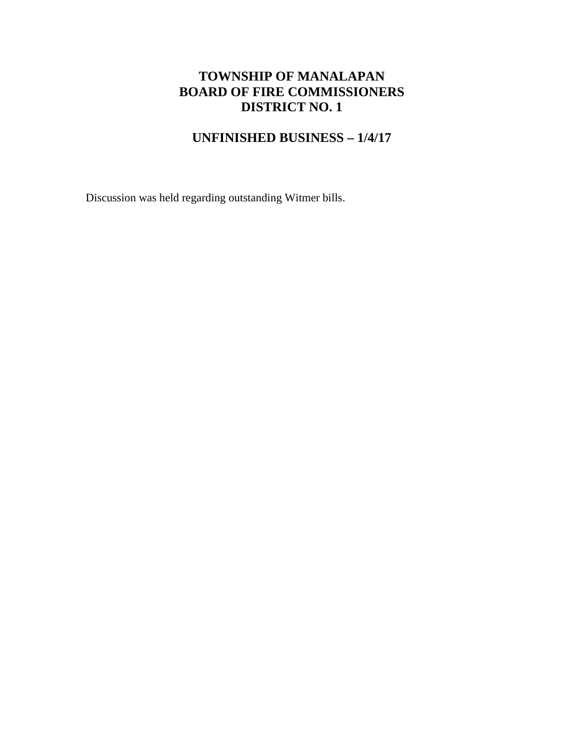# TOWNSHIP OF MANALAPAN
# BOARD OF FIRE COMMISSIONERS
# DISTRICT NO. 1

## UNFINISHED BUSINESS – 1/4/17

Discussion was held regarding outstanding Witmer bills.